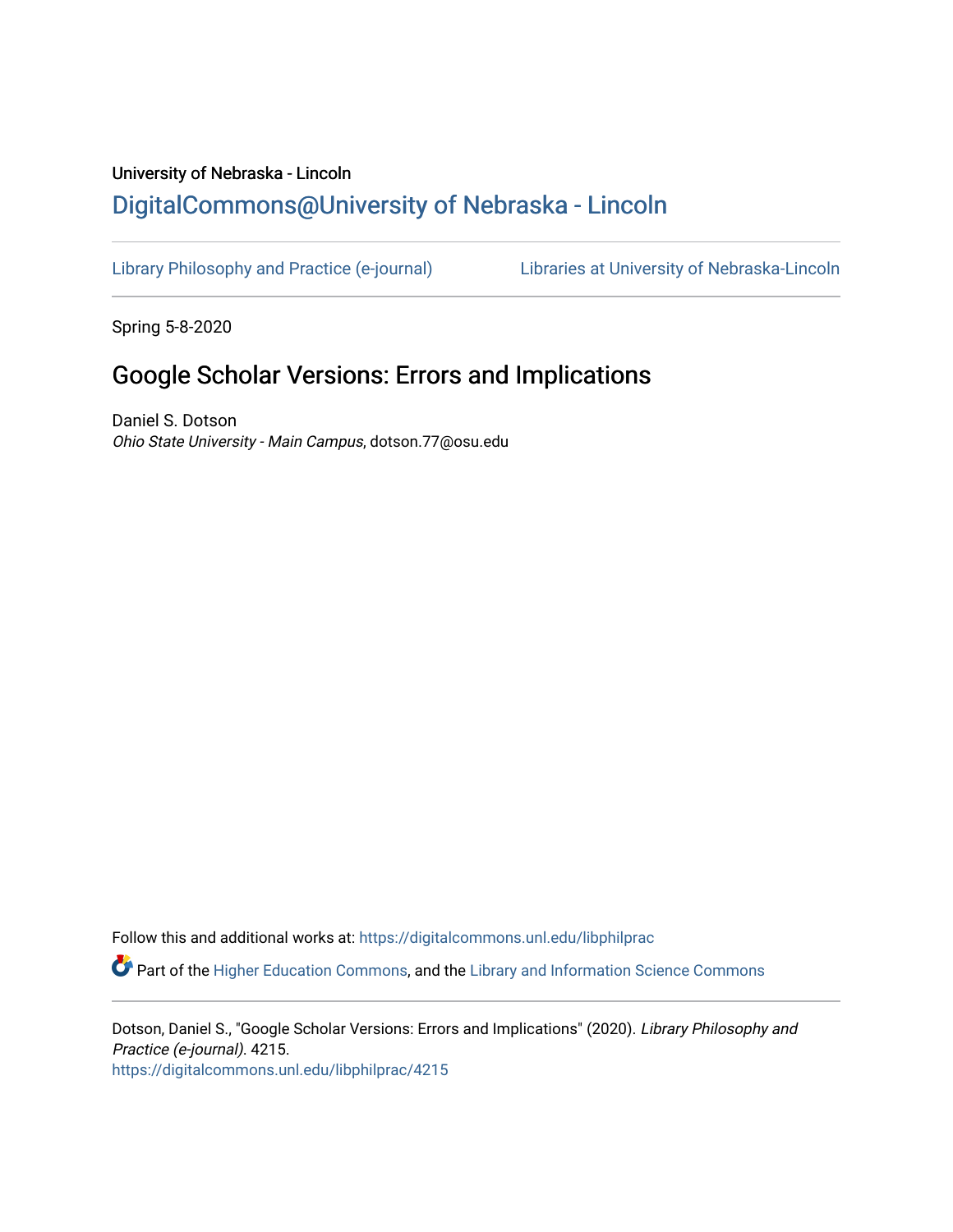University of Nebraska - Lincoln

[DigitalCommons@University of Nebraska - Lincoln](https://digitalcommons.unl.edu)

[Library Philosophy and Practice (e-journal)](https://digitalcommons.unl.edu/libphilprac) [Libraries at University of Nebraska-Lincoln](https://digitalcommons.unl.edu/libraries)

Spring 5-8-2020

# Google Scholar Versions: Errors and Implications

Daniel S. Dotson
*Ohio State University - Main Campus*, dotson.77@osu.edu

Follow this and additional works at: https://digitalcommons.unl.edu/libphilprac

Part of the Higher Education Commons, and the Library and Information Science Commons

Dotson, Daniel S., "Google Scholar Versions: Errors and Implications" (2020). *Library Philosophy and Practice (e-journal)*. 4215.
https://digitalcommons.unl.edu/libphilprac/4215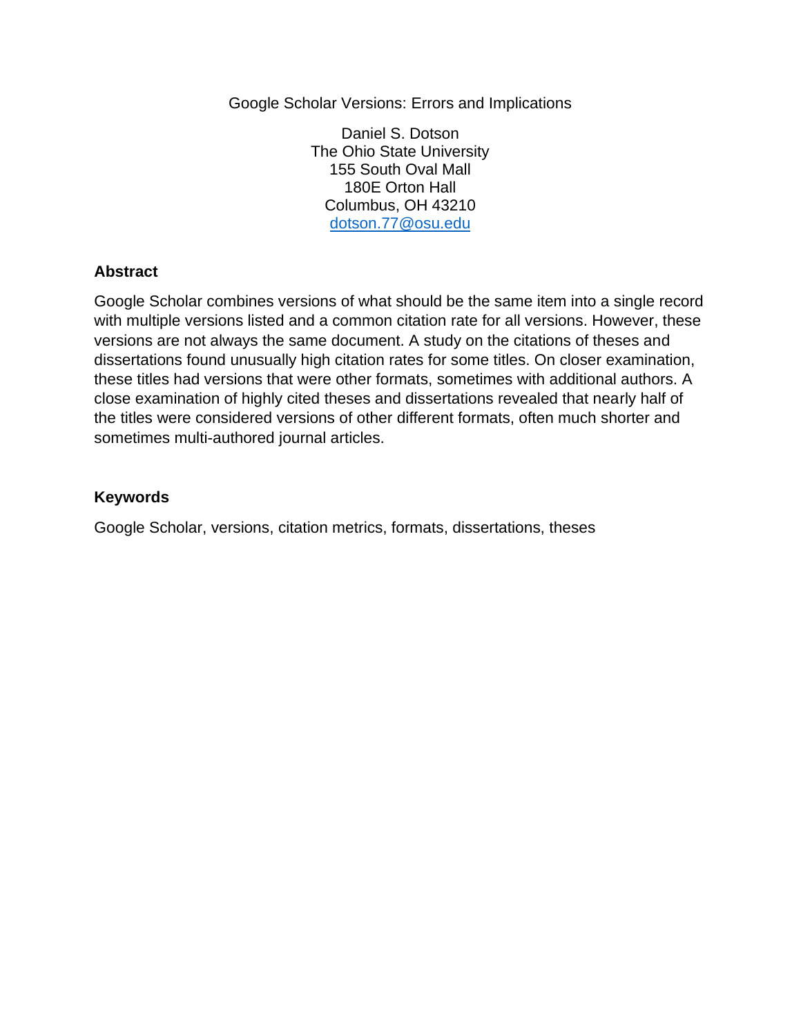# Google Scholar Versions: Errors and Implications

Daniel S. Dotson
The Ohio State University
155 South Oval Mall
180E Orton Hall
Columbus, OH 43210
dotson.77@osu.edu

## Abstract

Google Scholar combines versions of what should be the same item into a single record with multiple versions listed and a common citation rate for all versions. However, these versions are not always the same document. A study on the citations of theses and dissertations found unusually high citation rates for some titles. On closer examination, these titles had versions that were other formats, sometimes with additional authors. A close examination of highly cited theses and dissertations revealed that nearly half of the titles were considered versions of other different formats, often much shorter and sometimes multi-authored journal articles.

## Keywords

Google Scholar, versions, citation metrics, formats, dissertations, theses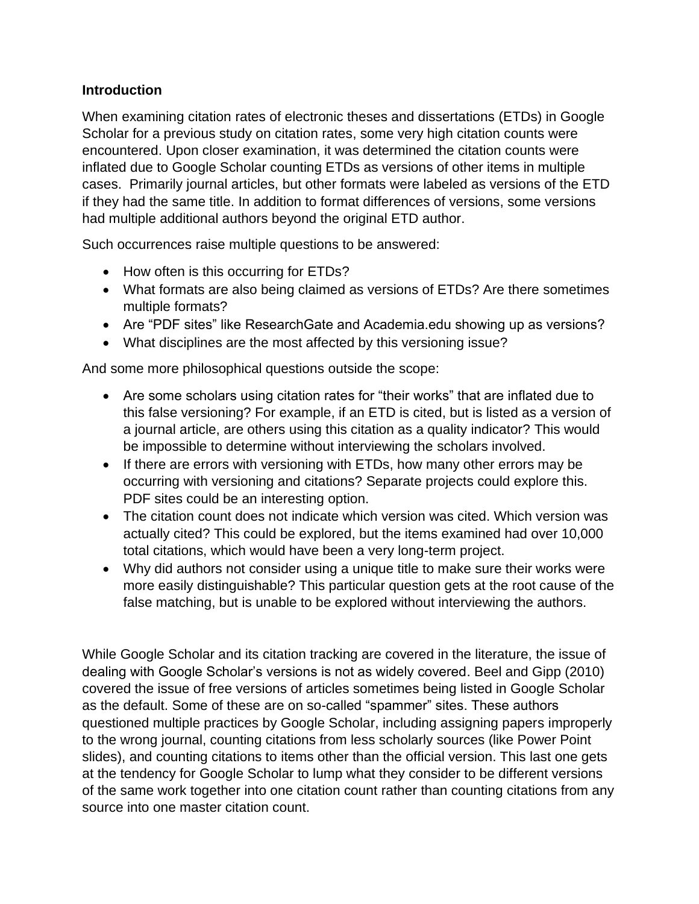## Introduction

When examining citation rates of electronic theses and dissertations (ETDs) in Google Scholar for a previous study on citation rates, some very high citation counts were encountered. Upon closer examination, it was determined the citation counts were inflated due to Google Scholar counting ETDs as versions of other items in multiple cases. Primarily journal articles, but other formats were labeled as versions of the ETD if they had the same title. In addition to format differences of versions, some versions had multiple additional authors beyond the original ETD author.

Such occurrences raise multiple questions to be answered:

- How often is this occurring for ETDs?
- What formats are also being claimed as versions of ETDs? Are there sometimes multiple formats?
- Are "PDF sites" like ResearchGate and Academia.edu showing up as versions?
- What disciplines are the most affected by this versioning issue?

And some more philosophical questions outside the scope:

- Are some scholars using citation rates for "their works" that are inflated due to this false versioning? For example, if an ETD is cited, but is listed as a version of a journal article, are others using this citation as a quality indicator? This would be impossible to determine without interviewing the scholars involved.
- If there are errors with versioning with ETDs, how many other errors may be occurring with versioning and citations? Separate projects could explore this. PDF sites could be an interesting option.
- The citation count does not indicate which version was cited. Which version was actually cited? This could be explored, but the items examined had over 10,000 total citations, which would have been a very long-term project.
- Why did authors not consider using a unique title to make sure their works were more easily distinguishable? This particular question gets at the root cause of the false matching, but is unable to be explored without interviewing the authors.

While Google Scholar and its citation tracking are covered in the literature, the issue of dealing with Google Scholar's versions is not as widely covered. Beel and Gipp (2010) covered the issue of free versions of articles sometimes being listed in Google Scholar as the default. Some of these are on so-called "spammer" sites. These authors questioned multiple practices by Google Scholar, including assigning papers improperly to the wrong journal, counting citations from less scholarly sources (like Power Point slides), and counting citations to items other than the official version. This last one gets at the tendency for Google Scholar to lump what they consider to be different versions of the same work together into one citation count rather than counting citations from any source into one master citation count.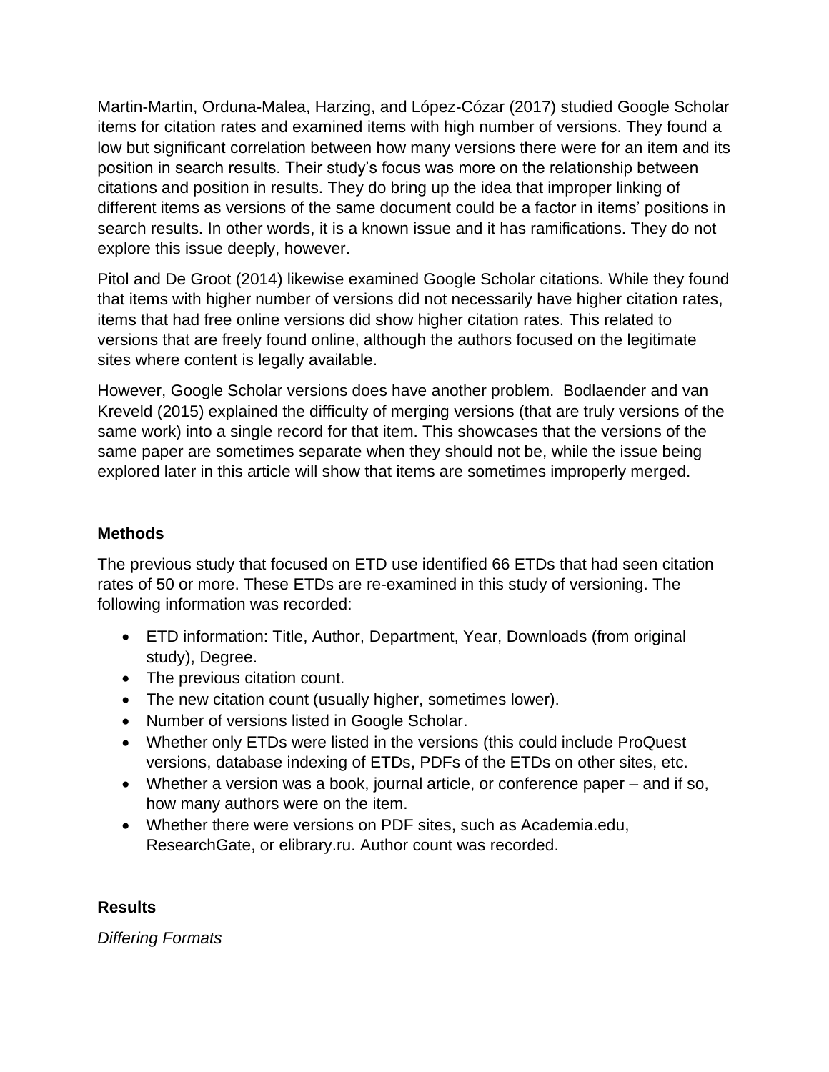Martin-Martin, Orduna-Malea, Harzing, and López-Cózar (2017) studied Google Scholar items for citation rates and examined items with high number of versions. They found a low but significant correlation between how many versions there were for an item and its position in search results. Their study's focus was more on the relationship between citations and position in results. They do bring up the idea that improper linking of different items as versions of the same document could be a factor in items' positions in search results. In other words, it is a known issue and it has ramifications. They do not explore this issue deeply, however.

Pitol and De Groot (2014) likewise examined Google Scholar citations. While they found that items with higher number of versions did not necessarily have higher citation rates, items that had free online versions did show higher citation rates. This related to versions that are freely found online, although the authors focused on the legitimate sites where content is legally available.

However, Google Scholar versions does have another problem. Bodlaender and van Kreveld (2015) explained the difficulty of merging versions (that are truly versions of the same work) into a single record for that item. This showcases that the versions of the same paper are sometimes separate when they should not be, while the issue being explored later in this article will show that items are sometimes improperly merged.

**Methods**

The previous study that focused on ETD use identified 66 ETDs that had seen citation rates of 50 or more. These ETDs are re-examined in this study of versioning. The following information was recorded:

- ETD information: Title, Author, Department, Year, Downloads (from original study), Degree.
- The previous citation count.
- The new citation count (usually higher, sometimes lower).
- Number of versions listed in Google Scholar.
- Whether only ETDs were listed in the versions (this could include ProQuest versions, database indexing of ETDs, PDFs of the ETDs on other sites, etc.
- Whether a version was a book, journal article, or conference paper – and if so, how many authors were on the item.
- Whether there were versions on PDF sites, such as Academia.edu, ResearchGate, or elibrary.ru. Author count was recorded.

**Results**

*Differing Formats*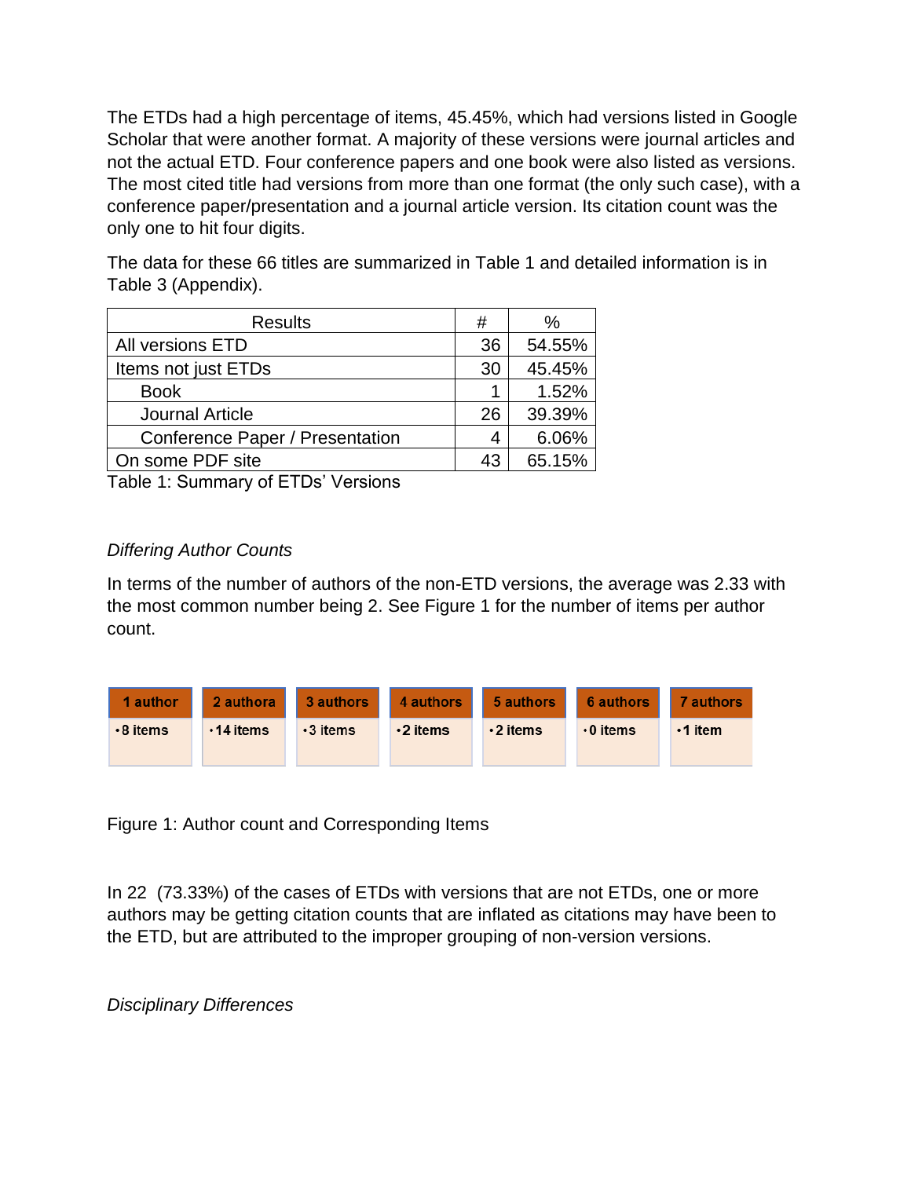The ETDs had a high percentage of items, 45.45%, which had versions listed in Google Scholar that were another format. A majority of these versions were journal articles and not the actual ETD. Four conference papers and one book were also listed as versions. The most cited title had versions from more than one format (the only such case), with a conference paper/presentation and a journal article version. Its citation count was the only one to hit four digits.

The data for these 66 titles are summarized in Table 1 and detailed information is in Table 3 (Appendix).

| Results | # | % |
|---|---|---|
| All versions ETD | 36 | 54.55% |
| Items not just ETDs | 30 | 45.45% |
| Book | 1 | 1.52% |
| Journal Article | 26 | 39.39% |
| Conference Paper / Presentation | 4 | 6.06% |
| On some PDF site | 43 | 65.15% |

Table 1: Summary of ETDs' Versions

*Differing Author Counts*

In terms of the number of authors of the non-ETD versions, the average was 2.33 with the most common number being 2. See Figure 1 for the number of items per author count.

| 1 author | 2 authora | 3 authors | 4 authors | 5 authors | 6 authors | 7 authors |
|---|---|---|---|---|---|---|
| • 8 items | • 14 items | • 3 items | • 2 items | • 2 items | • 0 items | • 1 item |

Figure 1: Author count and Corresponding Items

In 22 (73.33%) of the cases of ETDs with versions that are not ETDs, one or more authors may be getting citation counts that are inflated as citations may have been to the ETD, but are attributed to the improper grouping of non-version versions.

*Disciplinary Differences*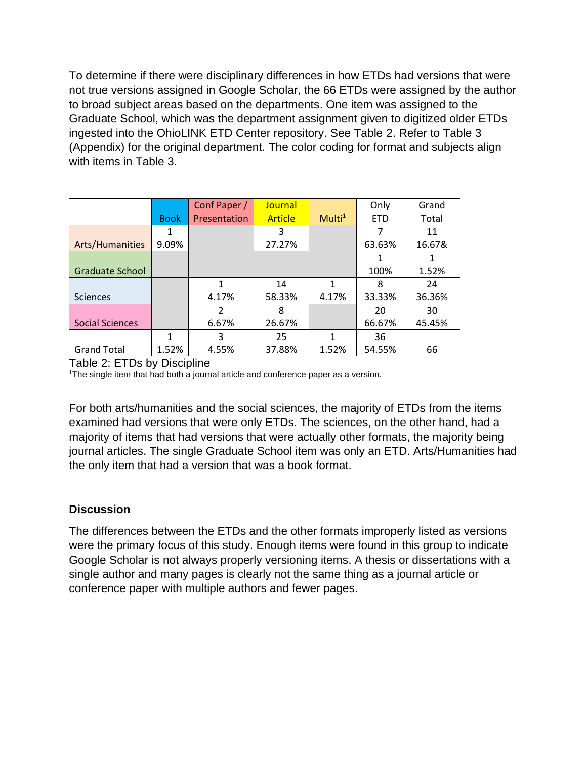To determine if there were disciplinary differences in how ETDs had versions that were not true versions assigned in Google Scholar, the 66 ETDs were assigned by the author to broad subject areas based on the departments. One item was assigned to the Graduate School, which was the department assignment given to digitized older ETDs ingested into the OhioLINK ETD Center repository. See Table 2. Refer to Table 3 (Appendix) for the original department. The color coding for format and subjects align with items in Table 3.

| | Book | Conf Paper / Presentation | Journal Article | Multi[1] | Only ETD | Grand Total |
|---|---|---|---|---|---|---|
| Arts/Humanities | 1<br>9.09% | | 3<br>27.27% | | 7<br>63.63% | 11<br>16.67& |
| Graduate School | | | | | 1<br>100% | 1<br>1.52% |
| Sciences | | 1<br>4.17% | 14<br>58.33% | 1<br>4.17% | 8<br>33.33% | 24<br>36.36% |
| Social Sciences | | 2<br>6.67% | 8<br>26.67% | | 20<br>66.67% | 30<br>45.45% |
| Grand Total | 1<br>1.52% | 3<br>4.55% | 25<br>37.88% | 1<br>1.52% | 36<br>54.55% | 66 |

Table 2: ETDs by Discipline

[1]The single item that had both a journal article and conference paper as a version.

For both arts/humanities and the social sciences, the majority of ETDs from the items examined had versions that were only ETDs. The sciences, on the other hand, had a majority of items that had versions that were actually other formats, the majority being journal articles. The single Graduate School item was only an ETD. Arts/Humanities had the only item that had a version that was a book format.

## Discussion

The differences between the ETDs and the other formats improperly listed as versions were the primary focus of this study. Enough items were found in this group to indicate Google Scholar is not always properly versioning items. A thesis or dissertations with a single author and many pages is clearly not the same thing as a journal article or conference paper with multiple authors and fewer pages.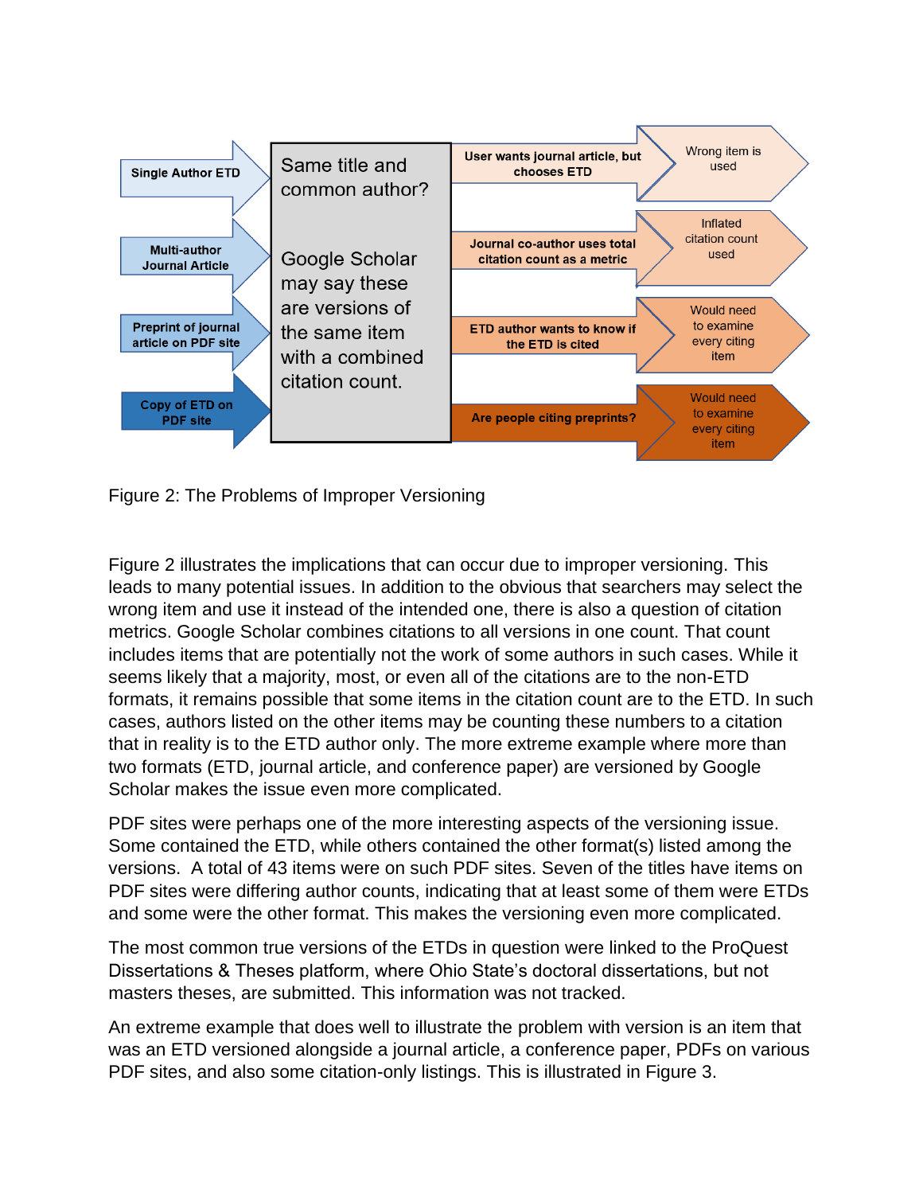Single Author ETD

Multi-author Journal Article

Preprint of journal article on PDF site

Copy of ETD on PDF site

Same title and common author?

Google Scholar may say these are versions of the same item with a combined citation count.

User wants journal article, but chooses ETD → Wrong item is used

Journal co-author uses total citation count as a metric → Inflated citation count used

ETD author wants to know if the ETD is cited → Would need to examine every citing item

Are people citing preprints? → Would need to examine every citing item

Figure 2: The Problems of Improper Versioning

Figure 2 illustrates the implications that can occur due to improper versioning. This leads to many potential issues. In addition to the obvious that searchers may select the wrong item and use it instead of the intended one, there is also a question of citation metrics. Google Scholar combines citations to all versions in one count. That count includes items that are potentially not the work of some authors in such cases. While it seems likely that a majority, most, or even all of the citations are to the non-ETD formats, it remains possible that some items in the citation count are to the ETD. In such cases, authors listed on the other items may be counting these numbers to a citation that in reality is to the ETD author only. The more extreme example where more than two formats (ETD, journal article, and conference paper) are versioned by Google Scholar makes the issue even more complicated.

PDF sites were perhaps one of the more interesting aspects of the versioning issue. Some contained the ETD, while others contained the other format(s) listed among the versions. A total of 43 items were on such PDF sites. Seven of the titles have items on PDF sites were differing author counts, indicating that at least some of them were ETDs and some were the other format. This makes the versioning even more complicated.

The most common true versions of the ETDs in question were linked to the ProQuest Dissertations & Theses platform, where Ohio State's doctoral dissertations, but not masters theses, are submitted. This information was not tracked.

An extreme example that does well to illustrate the problem with version is an item that was an ETD versioned alongside a journal article, a conference paper, PDFs on various PDF sites, and also some citation-only listings. This is illustrated in Figure 3.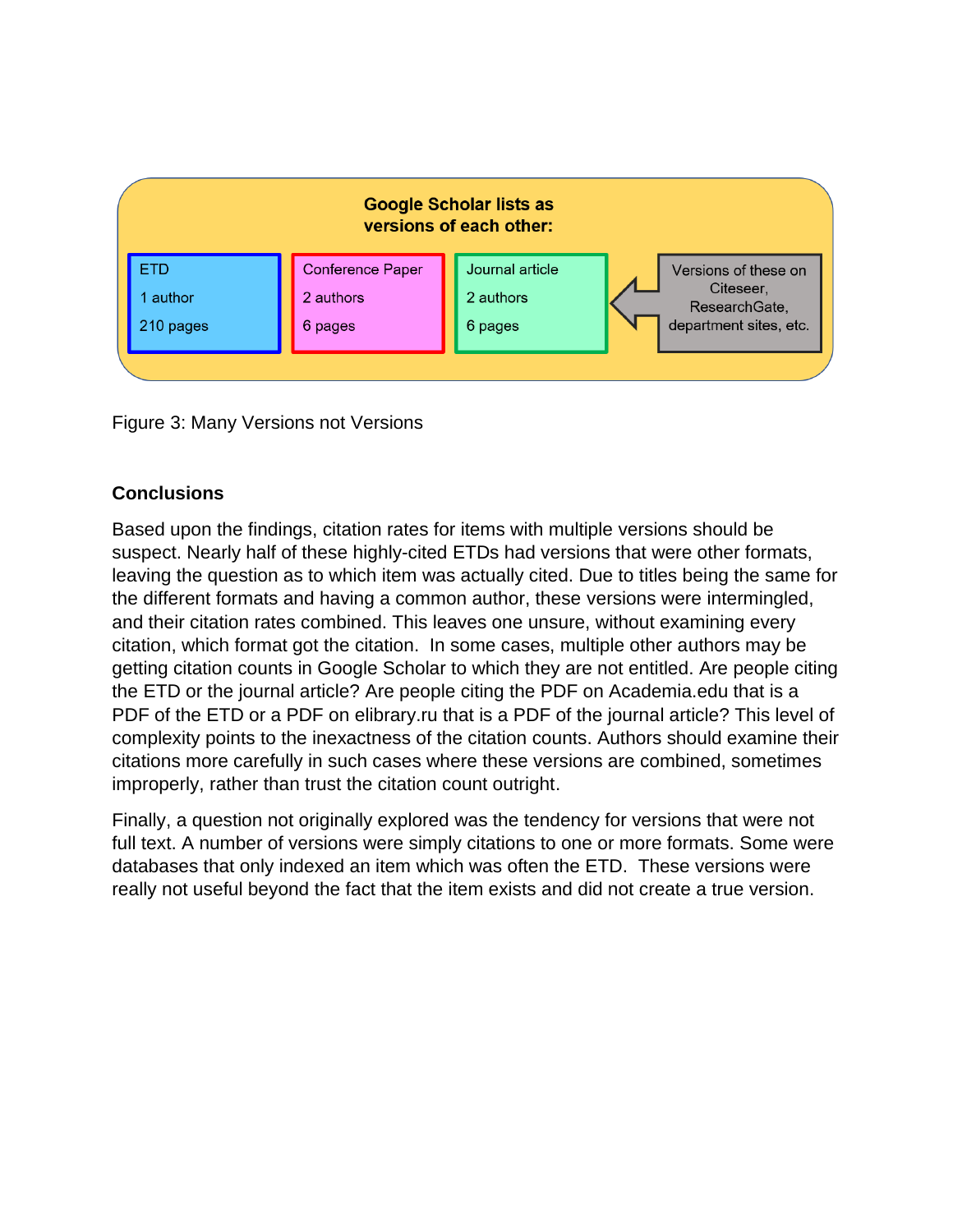Google Scholar lists as versions of each other:

| ETD | Conference Paper | Journal article |
| --- | --- | --- |
| 1 author | 2 authors | 2 authors |
| 210 pages | 6 pages | 6 pages |

Versions of these on Citeseer, ResearchGate, department sites, etc.

Figure 3: Many Versions not Versions

## Conclusions

Based upon the findings, citation rates for items with multiple versions should be suspect. Nearly half of these highly-cited ETDs had versions that were other formats, leaving the question as to which item was actually cited. Due to titles being the same for the different formats and having a common author, these versions were intermingled, and their citation rates combined. This leaves one unsure, without examining every citation, which format got the citation. In some cases, multiple other authors may be getting citation counts in Google Scholar to which they are not entitled. Are people citing the ETD or the journal article? Are people citing the PDF on Academia.edu that is a PDF of the ETD or a PDF on elibrary.ru that is a PDF of the journal article? This level of complexity points to the inexactness of the citation counts. Authors should examine their citations more carefully in such cases where these versions are combined, sometimes improperly, rather than trust the citation count outright.

Finally, a question not originally explored was the tendency for versions that were not full text. A number of versions were simply citations to one or more formats. Some were databases that only indexed an item which was often the ETD. These versions were really not useful beyond the fact that the item exists and did not create a true version.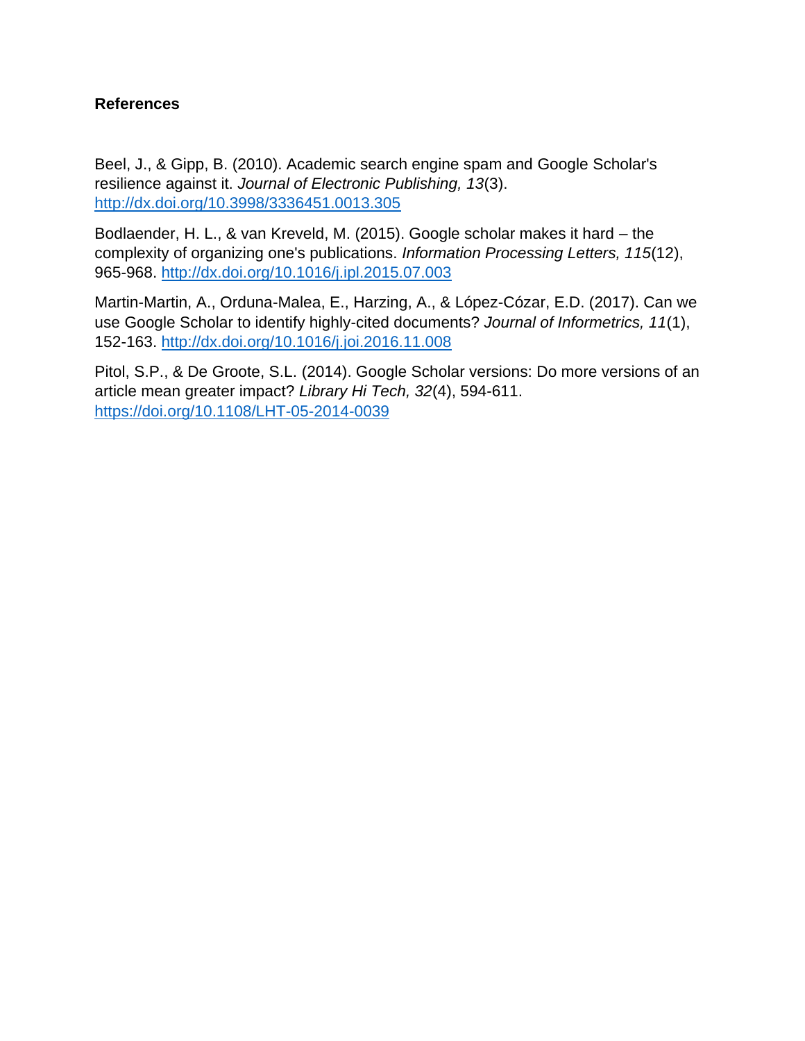### References

Beel, J., & Gipp, B. (2010). Academic search engine spam and Google Scholar's resilience against it. *Journal of Electronic Publishing, 13*(3). http://dx.doi.org/10.3998/3336451.0013.305

Bodlaender, H. L., & van Kreveld, M. (2015). Google scholar makes it hard – the complexity of organizing one's publications. *Information Processing Letters, 115*(12), 965-968. http://dx.doi.org/10.1016/j.ipl.2015.07.003

Martin-Martin, A., Orduna-Malea, E., Harzing, A., & López-Cózar, E.D. (2017). Can we use Google Scholar to identify highly-cited documents? *Journal of Informetrics, 11*(1), 152-163. http://dx.doi.org/10.1016/j.joi.2016.11.008

Pitol, S.P., & De Groote, S.L. (2014). Google Scholar versions: Do more versions of an article mean greater impact? *Library Hi Tech, 32*(4), 594-611. https://doi.org/10.1108/LHT-05-2014-0039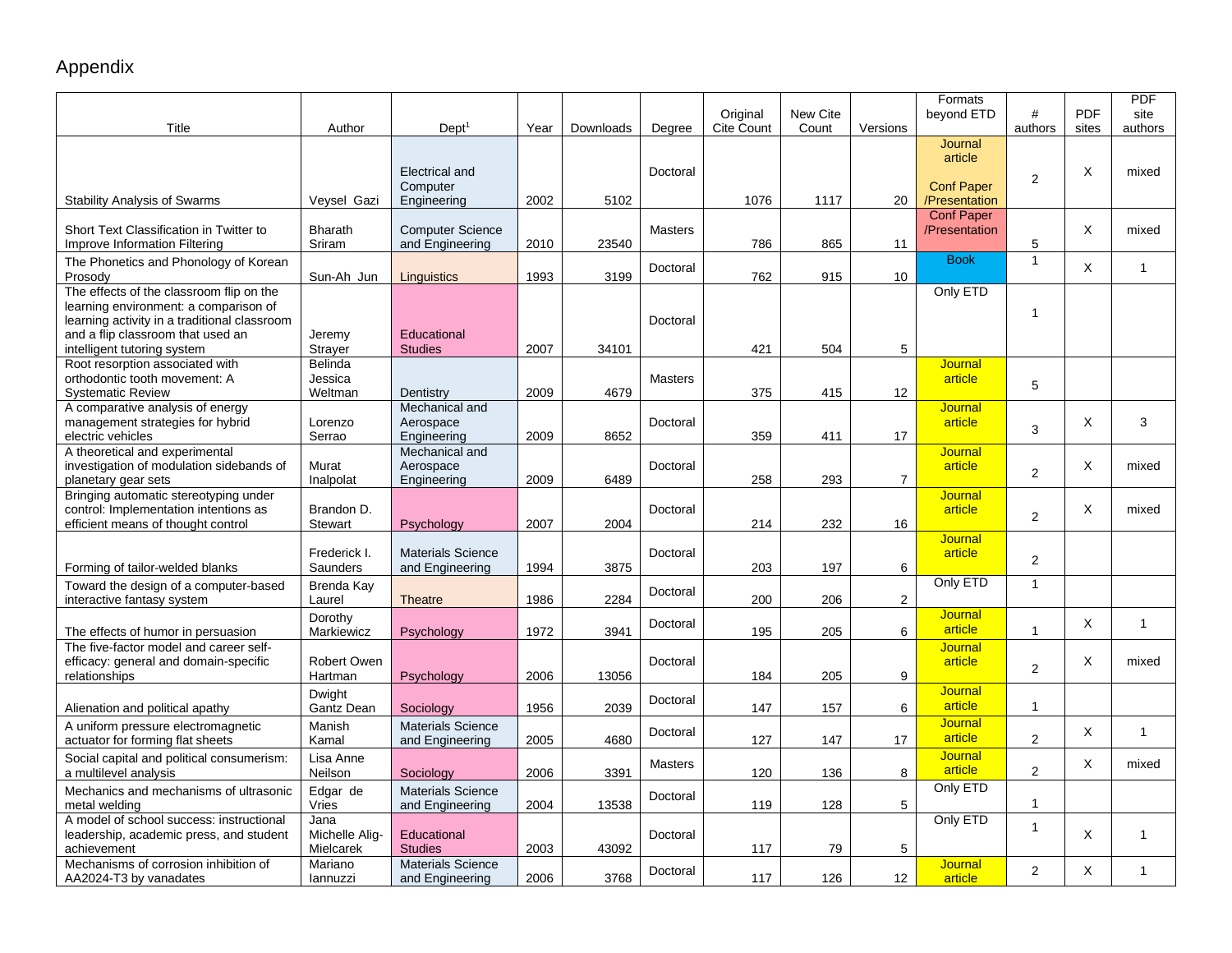# Appendix

| Title | Author | Dept[1] | Year | Downloads | Degree | Original Cite Count | New Cite Count | Versions | Formats beyond ETD | # authors | PDF sites | PDF site authors |
|---|---|---|---|---|---|---|---|---|---|---|---|---|
| Stability Analysis of Swarms | Veysel Gazi | Electrical and Computer Engineering | 2002 | 5102 | Doctoral | 1076 | 1117 | 20 | Journal article Conf Paper /Presentation | 2 | X | mixed |
| Short Text Classification in Twitter to Improve Information Filtering | Bharath Sriram | Computer Science and Engineering | 2010 | 23540 | Masters | 786 | 865 | 11 | Conf Paper /Presentation | 5 | X | mixed |
| The Phonetics and Phonology of Korean Prosody | Sun-Ah Jun | Linguistics | 1993 | 3199 | Doctoral | 762 | 915 | 10 | Book | 1 | X | 1 |
| The effects of the classroom flip on the learning environment: a comparison of learning activity in a traditional classroom and a flip classroom that used an intelligent tutoring system | Jeremy Strayer | Educational Studies | 2007 | 34101 | Doctoral | 421 | 504 | 5 | Only ETD | 1 | | |
| Root resorption associated with orthodontic tooth movement: A Systematic Review | Belinda Jessica Weltman | Dentistry | 2009 | 4679 | Masters | 375 | 415 | 12 | Journal article | 5 | | |
| A comparative analysis of energy management strategies for hybrid electric vehicles | Lorenzo Serrao | Mechanical and Aerospace Engineering | 2009 | 8652 | Doctoral | 359 | 411 | 17 | Journal article | 3 | X | 3 |
| A theoretical and experimental investigation of modulation sidebands of planetary gear sets | Murat Inalpolat | Mechanical and Aerospace Engineering | 2009 | 6489 | Doctoral | 258 | 293 | 7 | Journal article | 2 | X | mixed |
| Bringing automatic stereotyping under control: Implementation intentions as efficient means of thought control | Brandon D. Stewart | Psychology | 2007 | 2004 | Doctoral | 214 | 232 | 16 | Journal article | 2 | X | mixed |
| Forming of tailor-welded blanks | Frederick I. Saunders | Materials Science and Engineering | 1994 | 3875 | Doctoral | 203 | 197 | 6 | Journal article | 2 | | |
| Toward the design of a computer-based interactive fantasy system | Brenda Kay Laurel | Theatre | 1986 | 2284 | Doctoral | 200 | 206 | 2 | Only ETD | 1 | | |
| The effects of humor in persuasion | Dorothy Markiewicz | Psychology | 1972 | 3941 | Doctoral | 195 | 205 | 6 | Journal article | 1 | X | 1 |
| The five-factor model and career self-efficacy: general and domain-specific relationships | Robert Owen Hartman | Psychology | 2006 | 13056 | Doctoral | 184 | 205 | 9 | Journal article | 2 | X | mixed |
| Alienation and political apathy | Dwight Gantz Dean | Sociology | 1956 | 2039 | Doctoral | 147 | 157 | 6 | Journal article | 1 | | |
| A uniform pressure electromagnetic actuator for forming flat sheets | Manish Kamal | Materials Science and Engineering | 2005 | 4680 | Doctoral | 127 | 147 | 17 | Journal article | 2 | X | 1 |
| Social capital and political consumerism: a multilevel analysis | Lisa Anne Neilson | Sociology | 2006 | 3391 | Masters | 120 | 136 | 8 | Journal article | 2 | X | mixed |
| Mechanics and mechanisms of ultrasonic metal welding | Edgar de Vries | Materials Science and Engineering | 2004 | 13538 | Doctoral | 119 | 128 | 5 | Only ETD | 1 | | |
| A model of school success: instructional leadership, academic press, and student achievement | Jana Michelle Alig-Mielcarek | Educational Studies | 2003 | 43092 | Doctoral | 117 | 79 | 5 | Only ETD | 1 | X | 1 |
| Mechanisms of corrosion inhibition of AA2024-T3 by vanadates | Mariano Iannuzzi | Materials Science and Engineering | 2006 | 3768 | Doctoral | 117 | 126 | 12 | Journal article | 2 | X | 1 |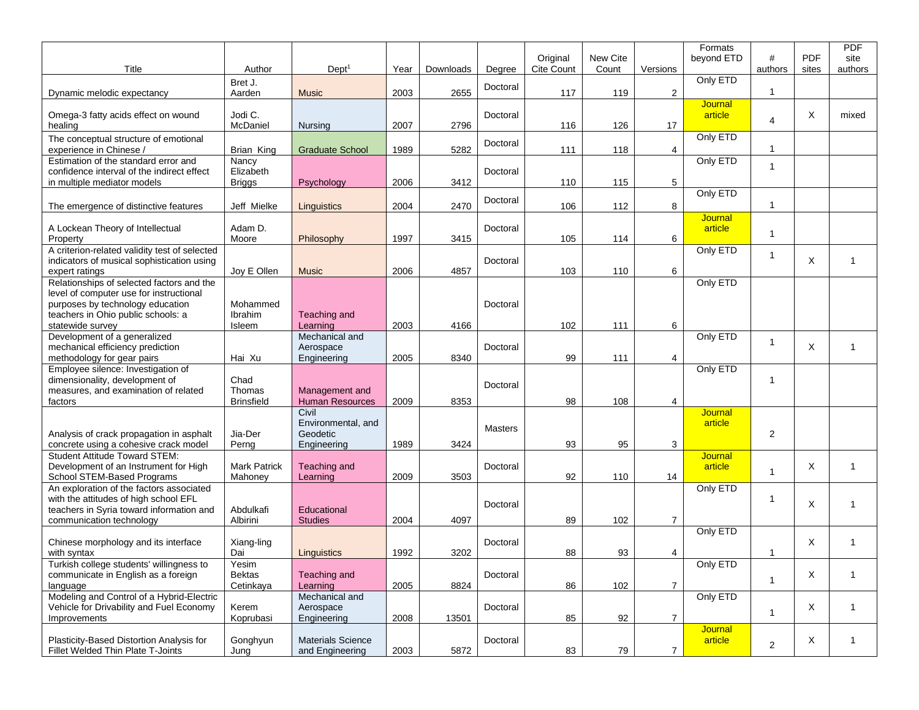| Title | Author | Dept[1] | Year | Downloads | Degree | Original Cite Count | New Cite Count | Versions | Formats beyond ETD | # authors | PDF sites | PDF site authors |
|---|---|---|---|---|---|---|---|---|---|---|---|---|
| Dynamic melodic expectancy | Bret J. Aarden | Music | 2003 | 2655 | Doctoral | 117 | 119 | 2 | Only ETD | 1 | | |
| Omega-3 fatty acids effect on wound healing | Jodi C. McDaniel | Nursing | 2007 | 2796 | Doctoral | 116 | 126 | 17 | Journal article | 4 | X | mixed |
| The conceptual structure of emotional experience in Chinese / | Brian King | Graduate School | 1989 | 5282 | Doctoral | 111 | 118 | 4 | Only ETD | 1 | | |
| Estimation of the standard error and confidence interval of the indirect effect in multiple mediator models | Nancy Elizabeth Briggs | Psychology | 2006 | 3412 | Doctoral | 110 | 115 | 5 | Only ETD | 1 | | |
| The emergence of distinctive features | Jeff Mielke | Linguistics | 2004 | 2470 | Doctoral | 106 | 112 | 8 | Only ETD | 1 | | |
| A Lockean Theory of Intellectual Property | Adam D. Moore | Philosophy | 1997 | 3415 | Doctoral | 105 | 114 | 6 | Journal article | 1 | | |
| A criterion-related validity test of selected indicators of musical sophistication using expert ratings | Joy E Ollen | Music | 2006 | 4857 | Doctoral | 103 | 110 | 6 | Only ETD | 1 | X | 1 |
| Relationships of selected factors and the level of computer use for instructional purposes by technology education teachers in Ohio public schools: a statewide survey | Mohammed Ibrahim Isleem | Teaching and Learning | 2003 | 4166 | Doctoral | 102 | 111 | 6 | Only ETD | | | |
| Development of a generalized mechanical efficiency prediction methodology for gear pairs | Hai Xu | Mechanical and Aerospace Engineering | 2005 | 8340 | Doctoral | 99 | 111 | 4 | Only ETD | 1 | X | 1 |
| Employee silence: Investigation of dimensionality, development of measures, and examination of related factors | Chad Thomas Brinsfield | Management and Human Resources | 2009 | 8353 | Doctoral | 98 | 108 | 4 | Only ETD | 1 | | |
| Analysis of crack propagation in asphalt concrete using a cohesive crack model | Jia-Der Perng | Civil Environmental, and Geodetic Engineering | 1989 | 3424 | Masters | 93 | 95 | 3 | Journal article | 2 | | |
| Student Attitude Toward STEM: Development of an Instrument for High School STEM-Based Programs | Mark Patrick Mahoney | Teaching and Learning | 2009 | 3503 | Doctoral | 92 | 110 | 14 | Journal article | 1 | X | 1 |
| An exploration of the factors associated with the attitudes of high school EFL teachers in Syria toward information and communication technology | Abdulkafi Albirini | Educational Studies | 2004 | 4097 | Doctoral | 89 | 102 | 7 | Only ETD | 1 | X | 1 |
| Chinese morphology and its interface with syntax | Xiang-ling Dai | Linguistics | 1992 | 3202 | Doctoral | 88 | 93 | 4 | Only ETD | 1 | X | 1 |
| Turkish college students' willingness to communicate in English as a foreign language | Yesim Bektas Cetinkaya | Teaching and Learning | 2005 | 8824 | Doctoral | 86 | 102 | 7 | Only ETD | 1 | X | 1 |
| Modeling and Control of a Hybrid-Electric Vehicle for Drivability and Fuel Economy Improvements | Kerem Koprubasi | Mechanical and Aerospace Engineering | 2008 | 13501 | Doctoral | 85 | 92 | 7 | Only ETD | 1 | X | 1 |
| Plasticity-Based Distortion Analysis for Fillet Welded Thin Plate T-Joints | Gonghyun Jung | Materials Science and Engineering | 2003 | 5872 | Doctoral | 83 | 79 | 7 | Journal article | 2 | X | 1 |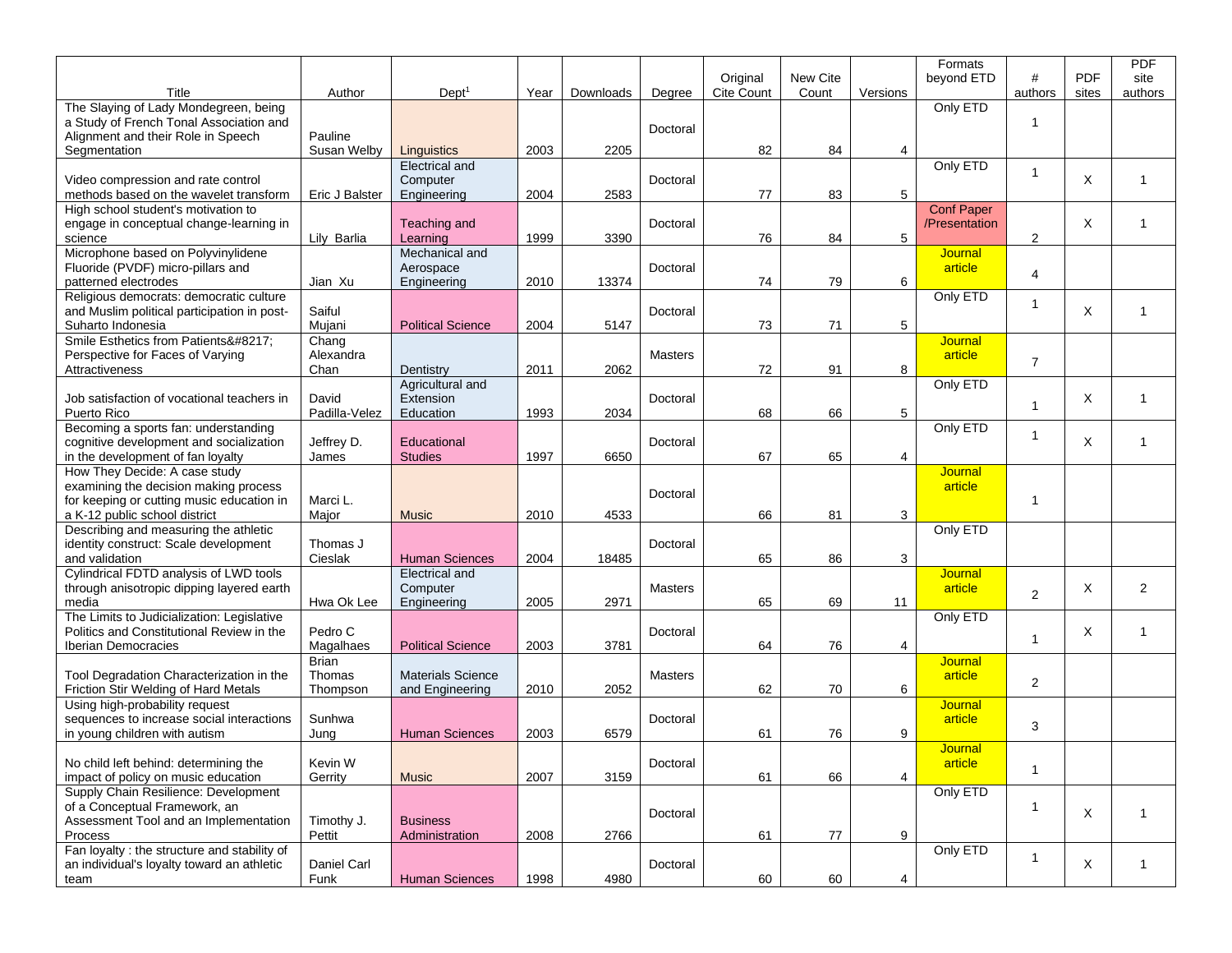| Title | Author | Dept[1] | Year | Downloads | Degree | Original Cite Count | New Cite Count | Versions | Formats beyond ETD | # authors | PDF sites | PDF site authors |
|---|---|---|---|---|---|---|---|---|---|---|---|---|
| The Slaying of Lady Mondegreen, being a Study of French Tonal Association and Alignment and their Role in Speech Segmentation | Pauline Susan Welby | Linguistics | 2003 | 2205 | Doctoral | 82 | 84 | 4 | Only ETD | 1 | | |
| Video compression and rate control methods based on the wavelet transform | Eric J Balster | Electrical and Computer Engineering | 2004 | 2583 | Doctoral | 77 | 83 | 5 | Only ETD | 1 | X | 1 |
| High school student's motivation to engage in conceptual change-learning in science | Lily Barlia | Teaching and Learning | 1999 | 3390 | Doctoral | 76 | 84 | 5 | Conf Paper /Presentation | 2 | X | 1 |
| Microphone based on Polyvinylidene Fluoride (PVDF) micro-pillars and patterned electrodes | Jian Xu | Mechanical and Aerospace Engineering | 2010 | 13374 | Doctoral | 74 | 79 | 6 | Journal article | 4 | | |
| Religious democrats: democratic culture and Muslim political participation in post-Suharto Indonesia | Saiful Mujani | Political Science | 2004 | 5147 | Doctoral | 73 | 71 | 5 | Only ETD | 1 | X | 1 |
| Smile Esthetics from Patients&#8217; Perspective for Faces of Varying Attractiveness | Chang Alexandra Chan | Dentistry | 2011 | 2062 | Masters | 72 | 91 | 8 | Journal article | 7 | | |
| Job satisfaction of vocational teachers in Puerto Rico | David Padilla-Velez | Agricultural and Extension Education | 1993 | 2034 | Doctoral | 68 | 66 | 5 | Only ETD | 1 | X | 1 |
| Becoming a sports fan: understanding cognitive development and socialization in the development of fan loyalty | Jeffrey D. James | Educational Studies | 1997 | 6650 | Doctoral | 67 | 65 | 4 | Only ETD | 1 | X | 1 |
| How They Decide: A case study examining the decision making process for keeping or cutting music education in a K-12 public school district | Marci L. Major | Music | 2010 | 4533 | Doctoral | 66 | 81 | 3 | Journal article | 1 | | |
| Describing and measuring the athletic identity construct: Scale development and validation | Thomas J Cieslak | Human Sciences | 2004 | 18485 | Doctoral | 65 | 86 | 3 | Only ETD | | | |
| Cylindrical FDTD analysis of LWD tools through anisotropic dipping layered earth media | Hwa Ok Lee | Electrical and Computer Engineering | 2005 | 2971 | Masters | 65 | 69 | 11 | Journal article | 2 | X | 2 |
| The Limits to Judicialization: Legislative Politics and Constitutional Review in the Iberian Democracies | Pedro C Magalhaes | Political Science | 2003 | 3781 | Doctoral | 64 | 76 | 4 | Only ETD | 1 | X | 1 |
| Tool Degradation Characterization in the Friction Stir Welding of Hard Metals | Brian Thomas Thompson | Materials Science and Engineering | 2010 | 2052 | Masters | 62 | 70 | 6 | Journal article | 2 | | |
| Using high-probability request sequences to increase social interactions in young children with autism | Sunhwa Jung | Human Sciences | 2003 | 6579 | Doctoral | 61 | 76 | 9 | Journal article | 3 | | |
| No child left behind: determining the impact of policy on music education | Kevin W Gerrity | Music | 2007 | 3159 | Doctoral | 61 | 66 | 4 | Journal article | 1 | | |
| Supply Chain Resilience: Development of a Conceptual Framework, an Assessment Tool and an Implementation Process | Timothy J. Pettit | Business Administration | 2008 | 2766 | Doctoral | 61 | 77 | 9 | Only ETD | 1 | X | 1 |
| Fan loyalty : the structure and stability of an individual's loyalty toward an athletic team | Daniel Carl Funk | Human Sciences | 1998 | 4980 | Doctoral | 60 | 60 | 4 | Only ETD | 1 | X | 1 |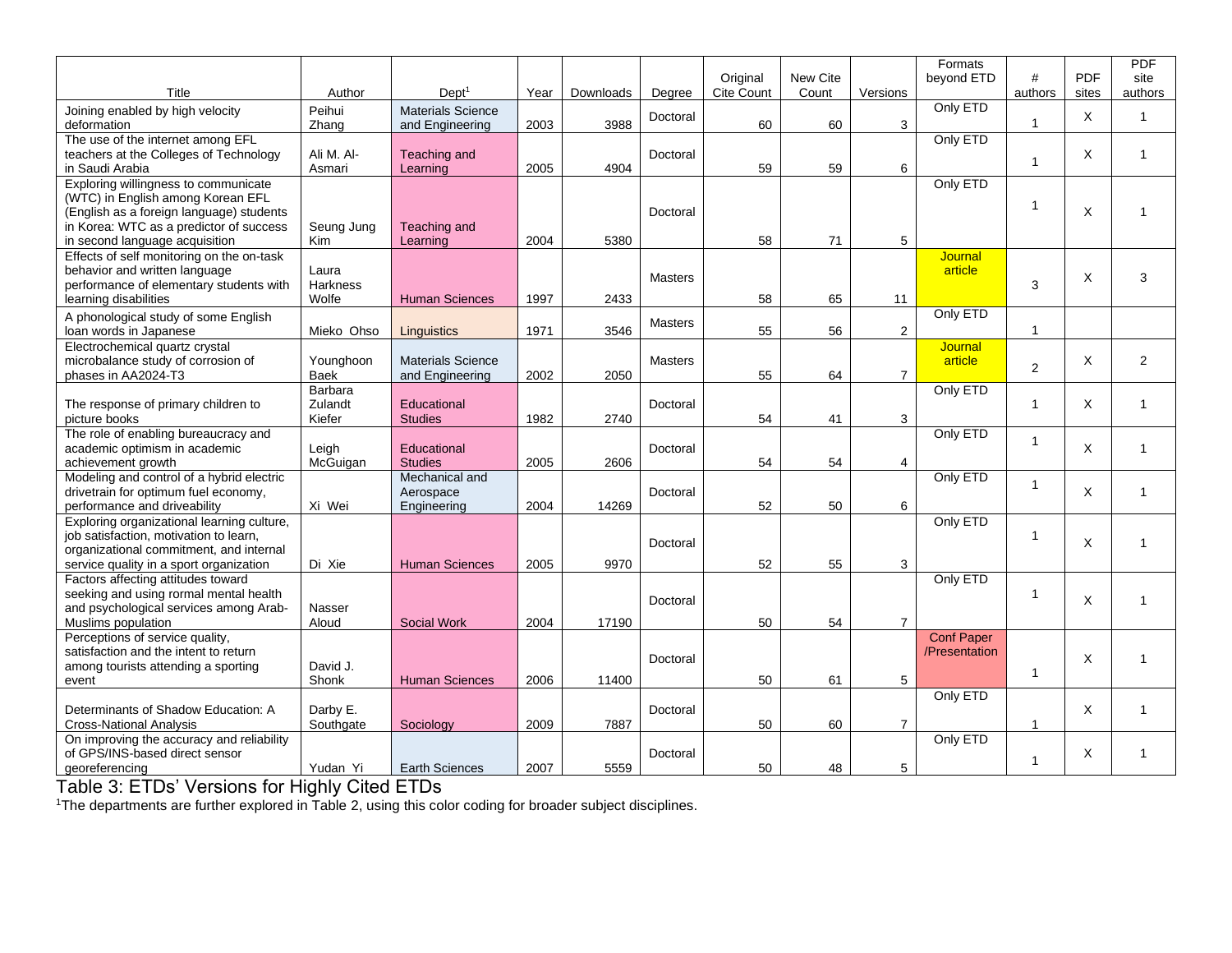| Title | Author | Dept[1] | Year | Downloads | Degree | Original Cite Count | New Cite Count | Versions | Formats beyond ETD | # authors | PDF sites | PDF site authors |
|---|---|---|---|---|---|---|---|---|---|---|---|---|
| Joining enabled by high velocity deformation | Peihui Zhang | Materials Science and Engineering | 2003 | 3988 | Doctoral | 60 | 60 | 3 | Only ETD | 1 | X | 1 |
| The use of the internet among EFL teachers at the Colleges of Technology in Saudi Arabia | Ali M. Al-Asmari | Teaching and Learning | 2005 | 4904 | Doctoral | 59 | 59 | 6 | Only ETD | 1 | X | 1 |
| Exploring willingness to communicate (WTC) in English among Korean EFL (English as a foreign language) students in Korea: WTC as a predictor of success in second language acquisition | Seung Jung Kim | Teaching and Learning | 2004 | 5380 | Doctoral | 58 | 71 | 5 | Only ETD | 1 | X | 1 |
| Effects of self monitoring on the on-task behavior and written language performance of elementary students with learning disabilities | Laura Harkness Wolfe | Human Sciences | 1997 | 2433 | Masters | 58 | 65 | 11 | Journal article | 3 | X | 3 |
| A phonological study of some English loan words in Japanese | Mieko Ohso | Linguistics | 1971 | 3546 | Masters | 55 | 56 | 2 | Only ETD | 1 | | |
| Electrochemical quartz crystal microbalance study of corrosion of phases in AA2024-T3 | Younghoon Baek | Materials Science and Engineering | 2002 | 2050 | Masters | 55 | 64 | 7 | Journal article | 2 | X | 2 |
| The response of primary children to picture books | Barbara Zulandt Kiefer | Educational Studies | 1982 | 2740 | Doctoral | 54 | 41 | 3 | Only ETD | 1 | X | 1 |
| The role of enabling bureaucracy and academic optimism in academic achievement growth | Leigh McGuigan | Educational Studies | 2005 | 2606 | Doctoral | 54 | 54 | 4 | Only ETD | 1 | X | 1 |
| Modeling and control of a hybrid electric drivetrain for optimum fuel economy, performance and driveability | Xi Wei | Mechanical and Aerospace Engineering | 2004 | 14269 | Doctoral | 52 | 50 | 6 | Only ETD | 1 | X | 1 |
| Exploring organizational learning culture, job satisfaction, motivation to learn, organizational commitment, and internal service quality in a sport organization | Di Xie | Human Sciences | 2005 | 9970 | Doctoral | 52 | 55 | 3 | Only ETD | 1 | X | 1 |
| Factors affecting attitudes toward seeking and using rormal mental health and psychological services among Arab-Muslims population | Nasser Aloud | Social Work | 2004 | 17190 | Doctoral | 50 | 54 | 7 | Only ETD | 1 | X | 1 |
| Perceptions of service quality, satisfaction and the intent to return among tourists attending a sporting event | David J. Shonk | Human Sciences | 2006 | 11400 | Doctoral | 50 | 61 | 5 | Conf Paper /Presentation | 1 | X | 1 |
| Determinants of Shadow Education: A Cross-National Analysis | Darby E. Southgate | Sociology | 2009 | 7887 | Doctoral | 50 | 60 | 7 | Only ETD | 1 | X | 1 |
| On improving the accuracy and reliability of GPS/INS-based direct sensor georeferencing | Yudan Yi | Earth Sciences | 2007 | 5559 | Doctoral | 50 | 48 | 5 | Only ETD | 1 | X | 1 |

Table 3: ETDs' Versions for Highly Cited ETDs

[1]The departments are further explored in Table 2, using this color coding for broader subject disciplines.